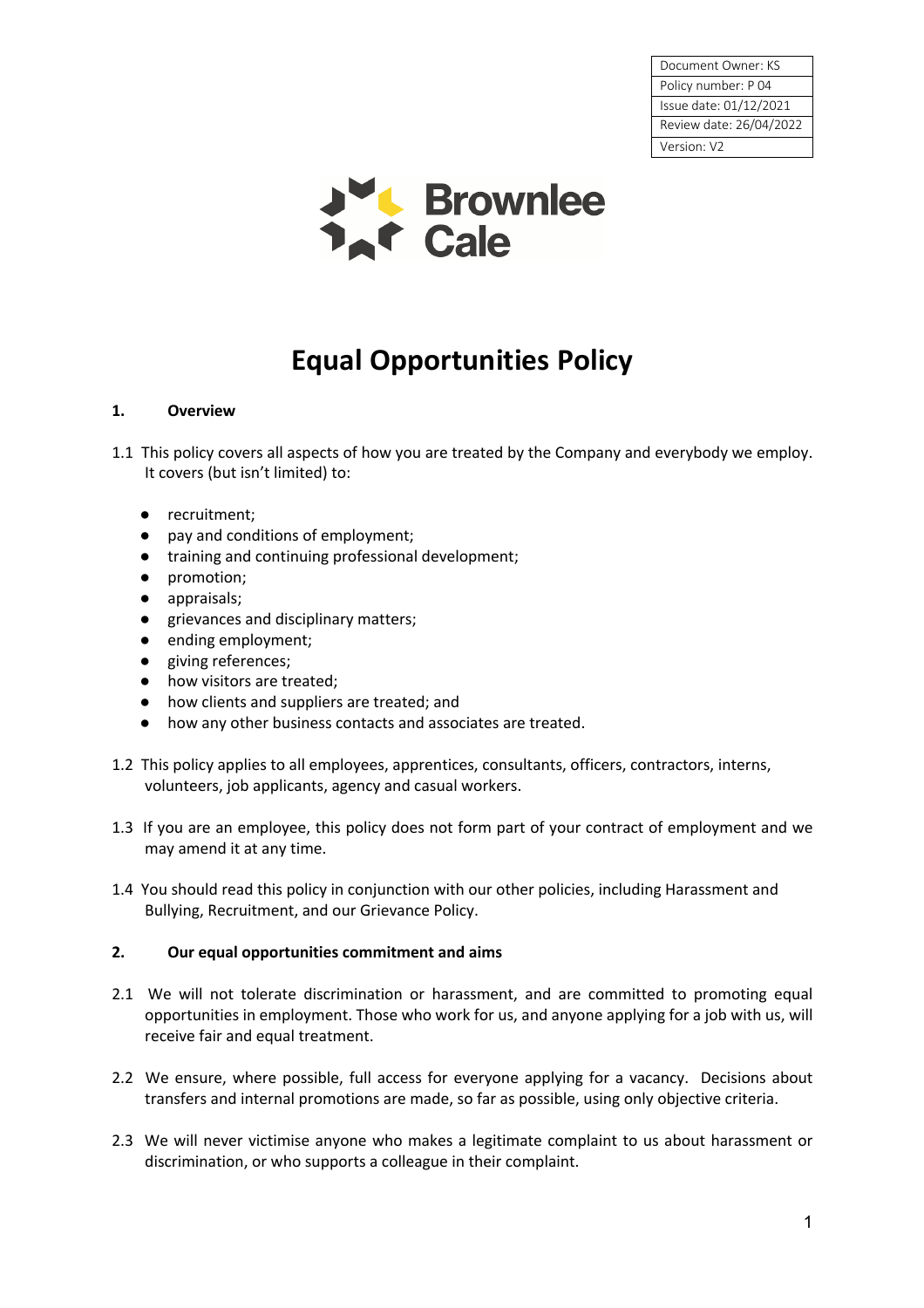| Document Owner: KS |
| --- |
| Policy number: P 04 |
| Issue date: 01/12/2021 |
| Review date: 26/04/2022 |
| Version: V2 |

Brownlee Cale

# Equal Opportunities Policy

## 1. Overview

1.1 This policy covers all aspects of how you are treated by the Company and everybody we employ. It covers (but isn't limited) to:

- recruitment;
- pay and conditions of employment;
- training and continuing professional development;
- promotion;
- appraisals;
- grievances and disciplinary matters;
- ending employment;
- giving references;
- how visitors are treated;
- how clients and suppliers are treated; and
- how any other business contacts and associates are treated.

1.2 This policy applies to all employees, apprentices, consultants, officers, contractors, interns, volunteers, job applicants, agency and casual workers.

1.3 If you are an employee, this policy does not form part of your contract of employment and we may amend it at any time.

1.4 You should read this policy in conjunction with our other policies, including Harassment and Bullying, Recruitment, and our Grievance Policy.

## 2. Our equal opportunities commitment and aims

2.1 We will not tolerate discrimination or harassment, and are committed to promoting equal opportunities in employment. Those who work for us, and anyone applying for a job with us, will receive fair and equal treatment.

2.2 We ensure, where possible, full access for everyone applying for a vacancy. Decisions about transfers and internal promotions are made, so far as possible, using only objective criteria.

2.3 We will never victimise anyone who makes a legitimate complaint to us about harassment or discrimination, or who supports a colleague in their complaint.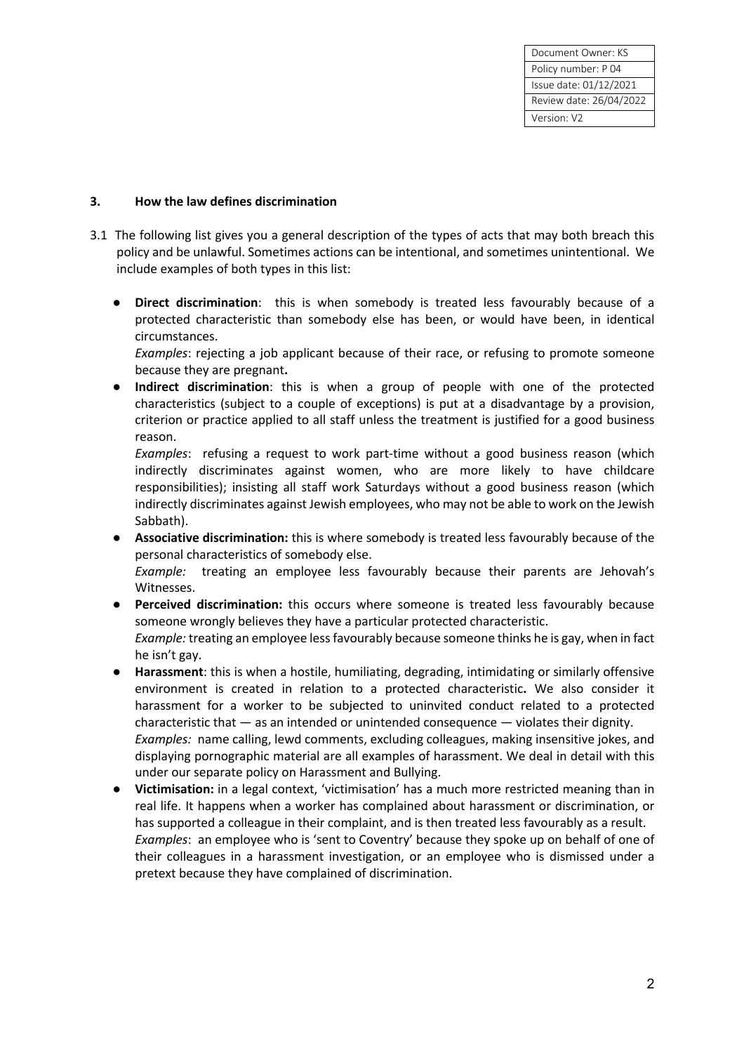| Document Owner: KS |
| --- |
| Policy number: P 04 |
| Issue date: 01/12/2021 |
| Review date: 26/04/2022 |
| Version: V2 |

### 3. How the law defines discrimination

3.1 The following list gives you a general description of the types of acts that may both breach this policy and be unlawful. Sometimes actions can be intentional, and sometimes unintentional. We include examples of both types in this list:

- **Direct discrimination**: this is when somebody is treated less favourably because of a protected characteristic than somebody else has been, or would have been, in identical circumstances.
  *Examples*: rejecting a job applicant because of their race, or refusing to promote someone because they are pregnant**.**
- **Indirect discrimination**: this is when a group of people with one of the protected characteristics (subject to a couple of exceptions) is put at a disadvantage by a provision, criterion or practice applied to all staff unless the treatment is justified for a good business reason.
  *Examples*: refusing a request to work part-time without a good business reason (which indirectly discriminates against women, who are more likely to have childcare responsibilities); insisting all staff work Saturdays without a good business reason (which indirectly discriminates against Jewish employees, who may not be able to work on the Jewish Sabbath).
- **Associative discrimination:** this is where somebody is treated less favourably because of the personal characteristics of somebody else.
  *Example:* treating an employee less favourably because their parents are Jehovah's Witnesses.
- **Perceived discrimination:** this occurs where someone is treated less favourably because someone wrongly believes they have a particular protected characteristic.
  *Example:* treating an employee less favourably because someone thinks he is gay, when in fact he isn't gay.
- **Harassment**: this is when a hostile, humiliating, degrading, intimidating or similarly offensive environment is created in relation to a protected characteristic**.** We also consider it harassment for a worker to be subjected to uninvited conduct related to a protected characteristic that — as an intended or unintended consequence — violates their dignity.
  *Examples:* name calling, lewd comments, excluding colleagues, making insensitive jokes, and displaying pornographic material are all examples of harassment. We deal in detail with this under our separate policy on Harassment and Bullying.
- **Victimisation:** in a legal context, 'victimisation' has a much more restricted meaning than in real life. It happens when a worker has complained about harassment or discrimination, or has supported a colleague in their complaint, and is then treated less favourably as a result.
  *Examples*: an employee who is 'sent to Coventry' because they spoke up on behalf of one of their colleagues in a harassment investigation, or an employee who is dismissed under a pretext because they have complained of discrimination.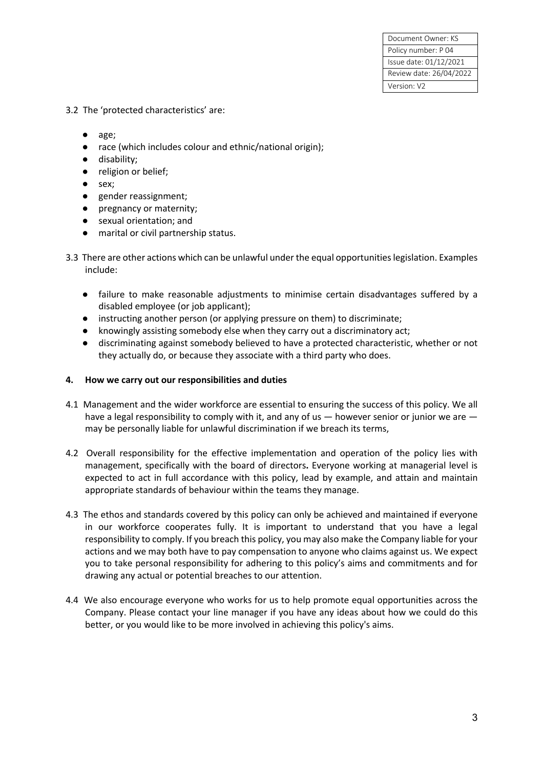| Document Owner: KS |
| --- |
| Policy number: P 04 |
| Issue date: 01/12/2021 |
| Review date: 26/04/2022 |
| Version: V2 |

3.2 The 'protected characteristics' are:

- age;
- race (which includes colour and ethnic/national origin);
- disability;
- religion or belief;
- sex;
- gender reassignment;
- pregnancy or maternity;
- sexual orientation; and
- marital or civil partnership status.

3.3 There are other actions which can be unlawful under the equal opportunities legislation. Examples include:

- failure to make reasonable adjustments to minimise certain disadvantages suffered by a disabled employee (or job applicant);
- instructing another person (or applying pressure on them) to discriminate;
- knowingly assisting somebody else when they carry out a discriminatory act;
- discriminating against somebody believed to have a protected characteristic, whether or not they actually do, or because they associate with a third party who does.

## 4. How we carry out our responsibilities and duties

4.1 Management and the wider workforce are essential to ensuring the success of this policy. We all have a legal responsibility to comply with it, and any of us — however senior or junior we are — may be personally liable for unlawful discrimination if we breach its terms,

4.2 Overall responsibility for the effective implementation and operation of the policy lies with management, specifically with the board of directors**.** Everyone working at managerial level is expected to act in full accordance with this policy, lead by example, and attain and maintain appropriate standards of behaviour within the teams they manage.

4.3 The ethos and standards covered by this policy can only be achieved and maintained if everyone in our workforce cooperates fully. It is important to understand that you have a legal responsibility to comply. If you breach this policy, you may also make the Company liable for your actions and we may both have to pay compensation to anyone who claims against us. We expect you to take personal responsibility for adhering to this policy's aims and commitments and for drawing any actual or potential breaches to our attention.

4.4 We also encourage everyone who works for us to help promote equal opportunities across the Company. Please contact your line manager if you have any ideas about how we could do this better, or you would like to be more involved in achieving this policy's aims.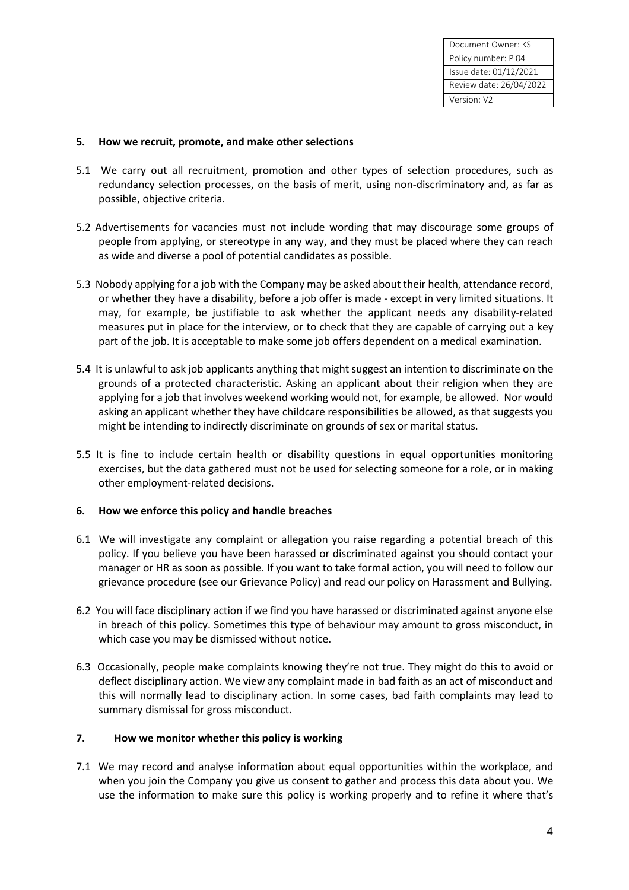| Document Owner: KS |
| --- |
| Policy number: P 04 |
| Issue date: 01/12/2021 |
| Review date: 26/04/2022 |
| Version: V2 |

## 5. How we recruit, promote, and make other selections

5.1 We carry out all recruitment, promotion and other types of selection procedures, such as redundancy selection processes, on the basis of merit, using non-discriminatory and, as far as possible, objective criteria.

5.2 Advertisements for vacancies must not include wording that may discourage some groups of people from applying, or stereotype in any way, and they must be placed where they can reach as wide and diverse a pool of potential candidates as possible.

5.3 Nobody applying for a job with the Company may be asked about their health, attendance record, or whether they have a disability, before a job offer is made - except in very limited situations. It may, for example, be justifiable to ask whether the applicant needs any disability-related measures put in place for the interview, or to check that they are capable of carrying out a key part of the job. It is acceptable to make some job offers dependent on a medical examination.

5.4 It is unlawful to ask job applicants anything that might suggest an intention to discriminate on the grounds of a protected characteristic. Asking an applicant about their religion when they are applying for a job that involves weekend working would not, for example, be allowed. Nor would asking an applicant whether they have childcare responsibilities be allowed, as that suggests you might be intending to indirectly discriminate on grounds of sex or marital status.

5.5 It is fine to include certain health or disability questions in equal opportunities monitoring exercises, but the data gathered must not be used for selecting someone for a role, or in making other employment-related decisions.

## 6. How we enforce this policy and handle breaches

6.1 We will investigate any complaint or allegation you raise regarding a potential breach of this policy. If you believe you have been harassed or discriminated against you should contact your manager or HR as soon as possible. If you want to take formal action, you will need to follow our grievance procedure (see our Grievance Policy) and read our policy on Harassment and Bullying.

6.2 You will face disciplinary action if we find you have harassed or discriminated against anyone else in breach of this policy. Sometimes this type of behaviour may amount to gross misconduct, in which case you may be dismissed without notice.

6.3 Occasionally, people make complaints knowing they're not true. They might do this to avoid or deflect disciplinary action. We view any complaint made in bad faith as an act of misconduct and this will normally lead to disciplinary action. In some cases, bad faith complaints may lead to summary dismissal for gross misconduct.

## 7. How we monitor whether this policy is working

7.1 We may record and analyse information about equal opportunities within the workplace, and when you join the Company you give us consent to gather and process this data about you. We use the information to make sure this policy is working properly and to refine it where that's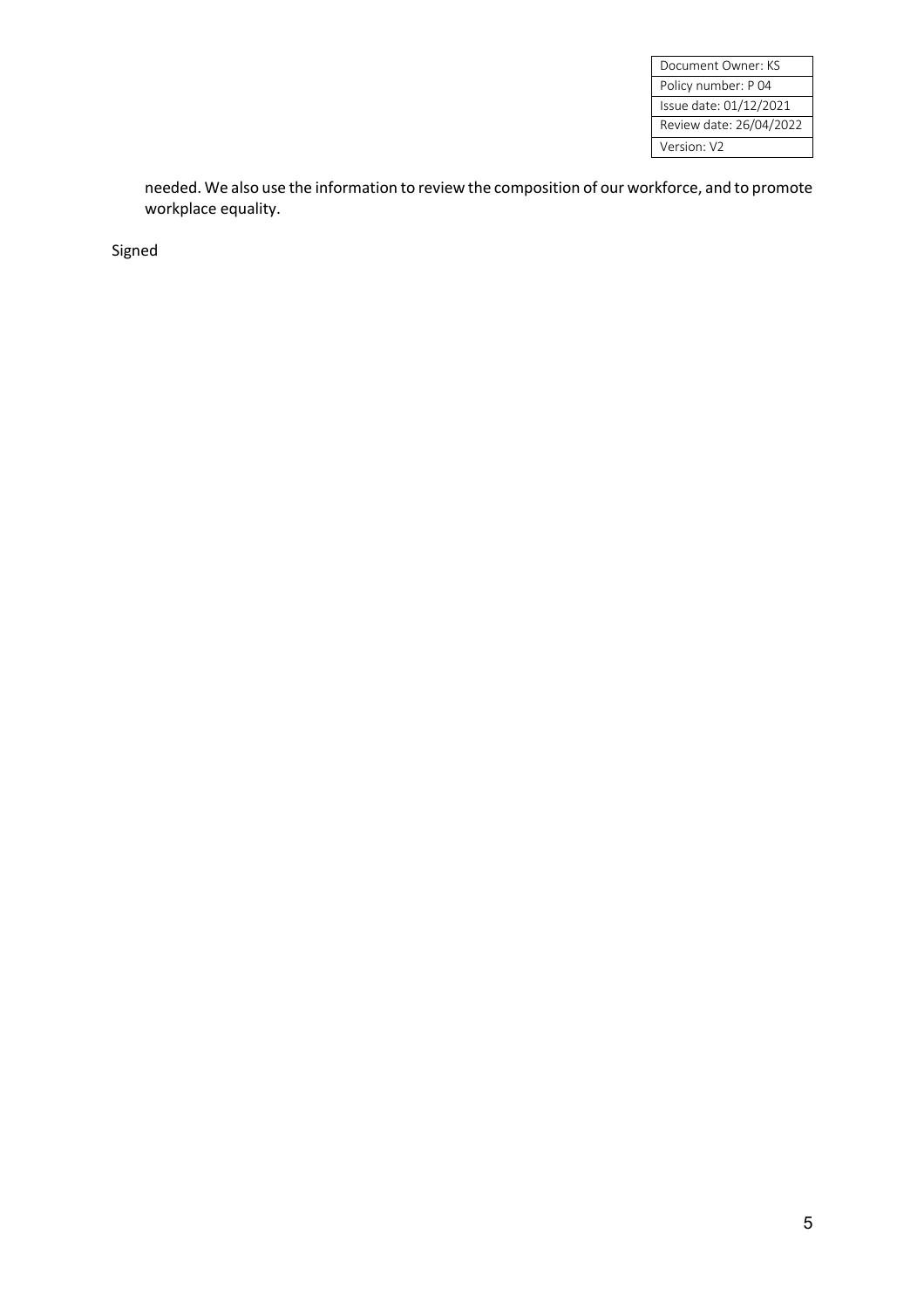needed. We also use the information to review the composition of our workforce, and to promote workplace equality.

Signed